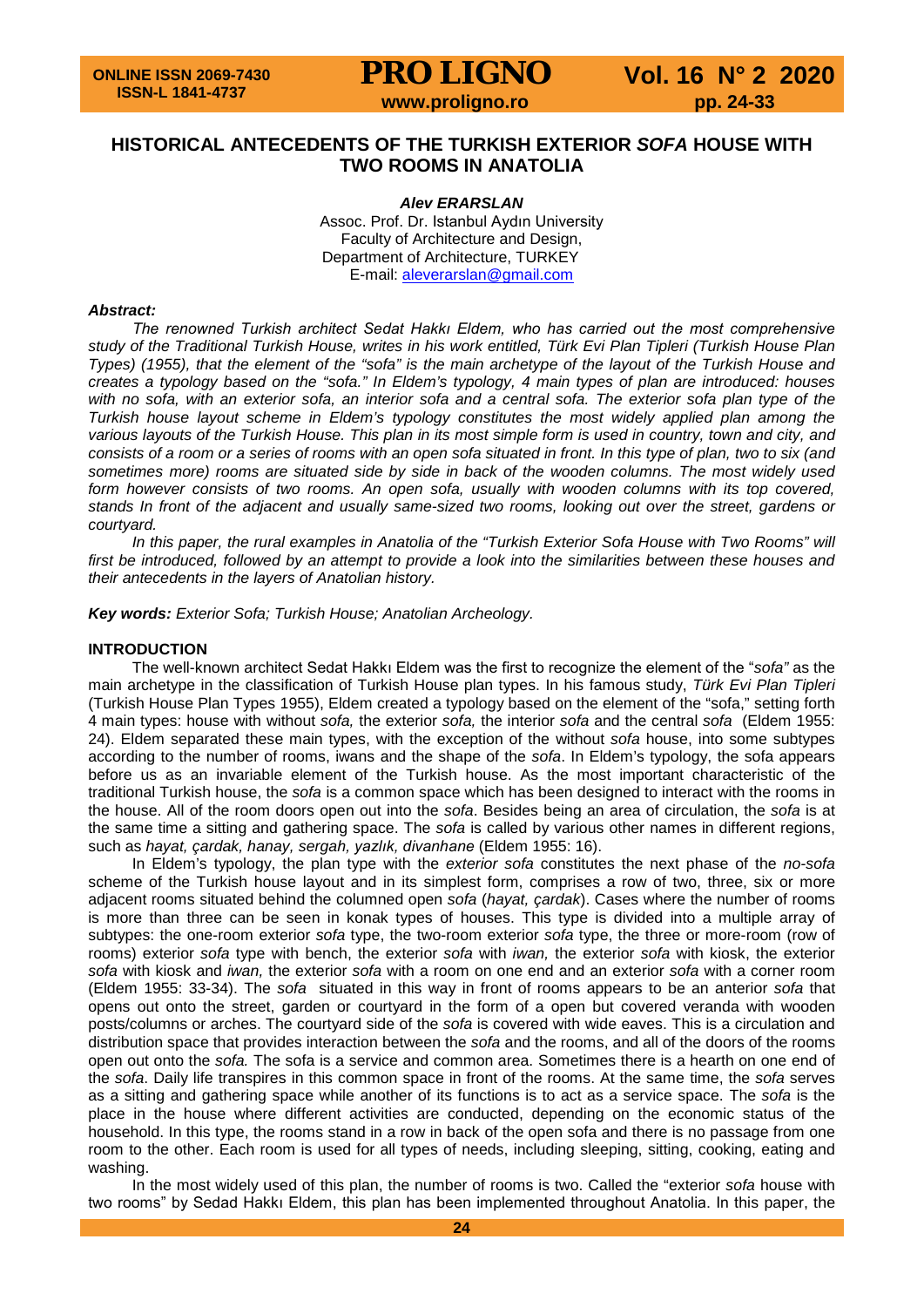# HISTORICAL ANTECEDENTS OF THE TURKISH EXTERIOR *SOFA* HOUSE WITH TWO ROOMS IN ANATOLIA

***Alev ERARSLAN***

Assoc. Prof. Dr. Istanbul Aydın University
Faculty of Architecture and Design,
Department of Architecture, TURKEY
E-mail: aleverarslan@gmail.com

***Abstract:***

*The renowned Turkish architect Sedat Hakkı Eldem, who has carried out the most comprehensive study of the Traditional Turkish House, writes in his work entitled, Türk Evi Plan Tipleri (Turkish House Plan Types) (1955), that the element of the "sofa" is the main archetype of the layout of the Turkish House and creates a typology based on the "sofa." In Eldem's typology, 4 main types of plan are introduced: houses with no sofa, with an exterior sofa, an interior sofa and a central sofa. The exterior sofa plan type of the Turkish house layout scheme in Eldem's typology constitutes the most widely applied plan among the various layouts of the Turkish House. This plan in its most simple form is used in country, town and city, and consists of a room or a series of rooms with an open sofa situated in front. In this type of plan, two to six (and sometimes more) rooms are situated side by side in back of the wooden columns. The most widely used form however consists of two rooms. An open sofa, usually with wooden columns with its top covered, stands In front of the adjacent and usually same-sized two rooms, looking out over the street, gardens or courtyard.*

*In this paper, the rural examples in Anatolia of the "Turkish Exterior Sofa House with Two Rooms" will first be introduced, followed by an attempt to provide a look into the similarities between these houses and their antecedents in the layers of Anatolian history.*

***Key words:*** *Exterior Sofa; Turkish House; Anatolian Archeology.*

## INTRODUCTION

The well-known architect Sedat Hakkı Eldem was the first to recognize the element of the "*sofa"* as the main archetype in the classification of Turkish House plan types. In his famous study, *Türk Evi Plan Tipleri* (Turkish House Plan Types 1955), Eldem created a typology based on the element of the "sofa," setting forth 4 main types: house with without *sofa,* the exterior *sofa,* the interior *sofa* and the central *sofa* (Eldem 1955: 24). Eldem separated these main types, with the exception of the without *sofa* house, into some subtypes according to the number of rooms, iwans and the shape of the *sofa*. In Eldem's typology, the sofa appears before us as an invariable element of the Turkish house. As the most important characteristic of the traditional Turkish house, the *sofa* is a common space which has been designed to interact with the rooms in the house. All of the room doors open out into the *sofa*. Besides being an area of circulation, the *sofa* is at the same time a sitting and gathering space. The *sofa* is called by various other names in different regions, such as *hayat, çardak, hanay, sergah, yazlık, divanhane* (Eldem 1955: 16).

In Eldem's typology, the plan type with the *exterior sofa* constitutes the next phase of the *no-sofa* scheme of the Turkish house layout and in its simplest form, comprises a row of two, three, six or more adjacent rooms situated behind the columned open *sofa* (*hayat, çardak*). Cases where the number of rooms is more than three can be seen in konak types of houses. This type is divided into a multiple array of subtypes: the one-room exterior *sofa* type, the two-room exterior *sofa* type, the three or more-room (row of rooms) exterior *sofa* type with bench, the exterior *sofa* with *iwan,* the exterior *sofa* with kiosk, the exterior *sofa* with kiosk and *iwan,* the exterior *sofa* with a room on one end and an exterior *sofa* with a corner room (Eldem 1955: 33-34). The *sofa* situated in this way in front of rooms appears to be an anterior *sofa* that opens out onto the street, garden or courtyard in the form of a open but covered veranda with wooden posts/columns or arches. The courtyard side of the *sofa* is covered with wide eaves. This is a circulation and distribution space that provides interaction between the *sofa* and the rooms, and all of the doors of the rooms open out onto the *sofa.* The sofa is a service and common area. Sometimes there is a hearth on one end of the *sofa*. Daily life transpires in this common space in front of the rooms. At the same time, the *sofa* serves as a sitting and gathering space while another of its functions is to act as a service space. The *sofa* is the place in the house where different activities are conducted, depending on the economic status of the household. In this type, the rooms stand in a row in back of the open sofa and there is no passage from one room to the other. Each room is used for all types of needs, including sleeping, sitting, cooking, eating and washing.

In the most widely used of this plan, the number of rooms is two. Called the "exterior *sofa* house with two rooms" by Sedad Hakkı Eldem, this plan has been implemented throughout Anatolia. In this paper, the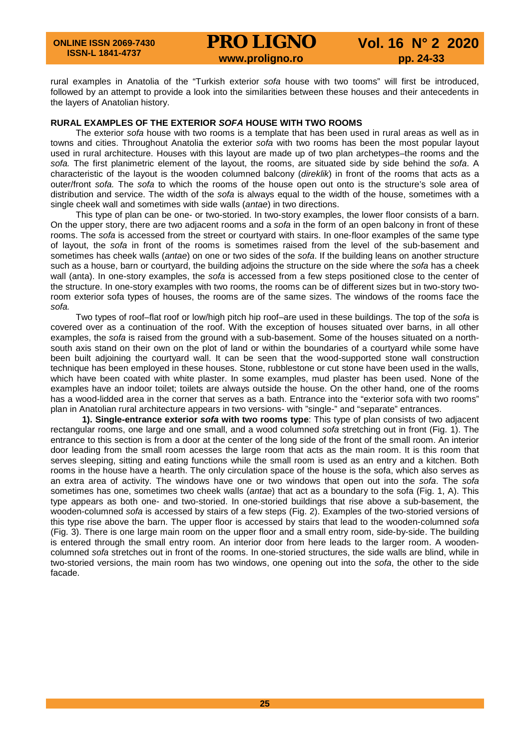rural examples in Anatolia of the "Turkish exterior *sofa* house with two tooms" will first be introduced, followed by an attempt to provide a look into the similarities between these houses and their antecedents in the layers of Anatolian history.

## RURAL EXAMPLES OF THE EXTERIOR *SOFA* HOUSE WITH TWO ROOMS

The exterior *sofa* house with two rooms is a template that has been used in rural areas as well as in towns and cities. Throughout Anatolia the exterior *sofa* with two rooms has been the most popular layout used in rural architecture. Houses with this layout are made up of two plan archetypes–the rooms and the *sofa.* The first planimetric element of the layout, the rooms, are situated side by side behind the *sofa*. A characteristic of the layout is the wooden columned balcony (*direklik*) in front of the rooms that acts as a outer/front *sofa.* The *sofa* to which the rooms of the house open out onto is the structure's sole area of distribution and service. The width of the *sofa* is always equal to the width of the house, sometimes with a single cheek wall and sometimes with side walls (*antae*) in two directions.

This type of plan can be one- or two-storied. In two-story examples, the lower floor consists of a barn. On the upper story, there are two adjacent rooms and a *sofa* in the form of an open balcony in front of these rooms. The *sofa* is accessed from the street or courtyard with stairs. In one-floor examples of the same type of layout, the *sofa* in front of the rooms is sometimes raised from the level of the sub-basement and sometimes has cheek walls (*antae*) on one or two sides of the *sofa*. If the building leans on another structure such as a house, barn or courtyard, the building adjoins the structure on the side where the *sofa* has a cheek wall (anta). In one-story examples, the *sofa* is accessed from a few steps positioned close to the center of the structure. In one-story examples with two rooms, the rooms can be of different sizes but in two-story two-room exterior sofa types of houses, the rooms are of the same sizes. The windows of the rooms face the *sofa.*

Two types of roof–flat roof or low/high pitch hip roof–are used in these buildings. The top of the *sofa* is covered over as a continuation of the roof. With the exception of houses situated over barns, in all other examples, the *sofa* is raised from the ground with a sub-basement. Some of the houses situated on a north-south axis stand on their own on the plot of land or within the boundaries of a courtyard while some have been built adjoining the courtyard wall. It can be seen that the wood-supported stone wall construction technique has been employed in these houses. Stone, rubblestone or cut stone have been used in the walls, which have been coated with white plaster. In some examples, mud plaster has been used. None of the examples have an indoor toilet; toilets are always outside the house. On the other hand, one of the rooms has a wood-lidded area in the corner that serves as a bath. Entrance into the "exterior sofa with two rooms" plan in Anatolian rural architecture appears in two versions- with "single-" and "separate" entrances.

**1). Single-entrance exterior *sofa* with two rooms type**: This type of plan consists of two adjacent rectangular rooms, one large and one small, and a wood columned *sofa* stretching out in front (Fig. 1). The entrance to this section is from a door at the center of the long side of the front of the small room. An interior door leading from the small room acesses the large room that acts as the main room. It is this room that serves sleeping, sitting and eating functions while the small room is used as an entry and a kitchen. Both rooms in the house have a hearth. The only circulation space of the house is the sofa, which also serves as an extra area of activity. The windows have one or two windows that open out into the *sofa*. The *sofa* sometimes has one, sometimes two cheek walls (*antae*) that act as a boundary to the sofa (Fig. 1, A). This type appears as both one- and two-storied. In one-storied buildings that rise above a sub-basement, the wooden-columned *sofa* is accessed by stairs of a few steps (Fig. 2). Examples of the two-storied versions of this type rise above the barn. The upper floor is accessed by stairs that lead to the wooden-columned *sofa* (Fig. 3). There is one large main room on the upper floor and a small entry room, side-by-side. The building is entered through the small entry room. An interior door from here leads to the larger room. A wooden-columned *sofa* stretches out in front of the rooms. In one-storied structures, the side walls are blind, while in two-storied versions, the main room has two windows, one opening out into the *sofa*, the other to the side facade.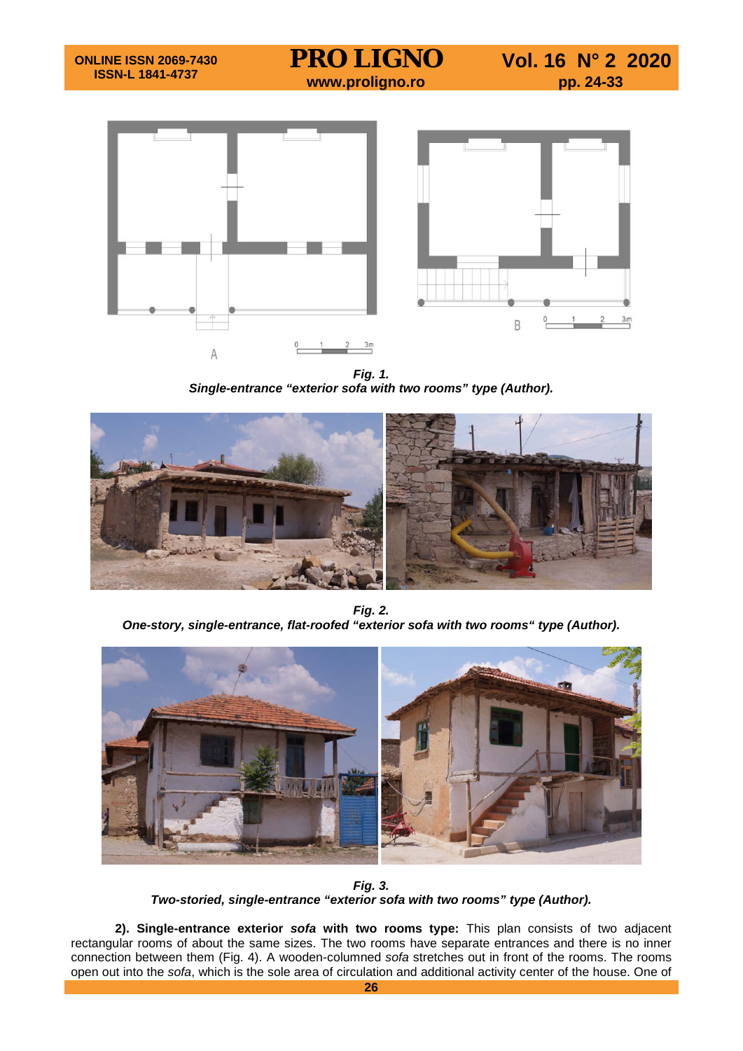***Fig. 1.***
***Single-entrance "exterior sofa with two rooms" type (Author).***

***Fig. 2.***
***One-story, single-entrance, flat-roofed "exterior sofa with two rooms" type (Author).***

***Fig. 3.***
***Two-storied, single-entrance "exterior sofa with two rooms" type (Author).***

**2). Single-entrance exterior *sofa* with two rooms type:** This plan consists of two adjacent rectangular rooms of about the same sizes. The two rooms have separate entrances and there is no inner connection between them (Fig. 4). A wooden-columned *sofa* stretches out in front of the rooms. The rooms open out into the *sofa*, which is the sole area of circulation and additional activity center of the house. One of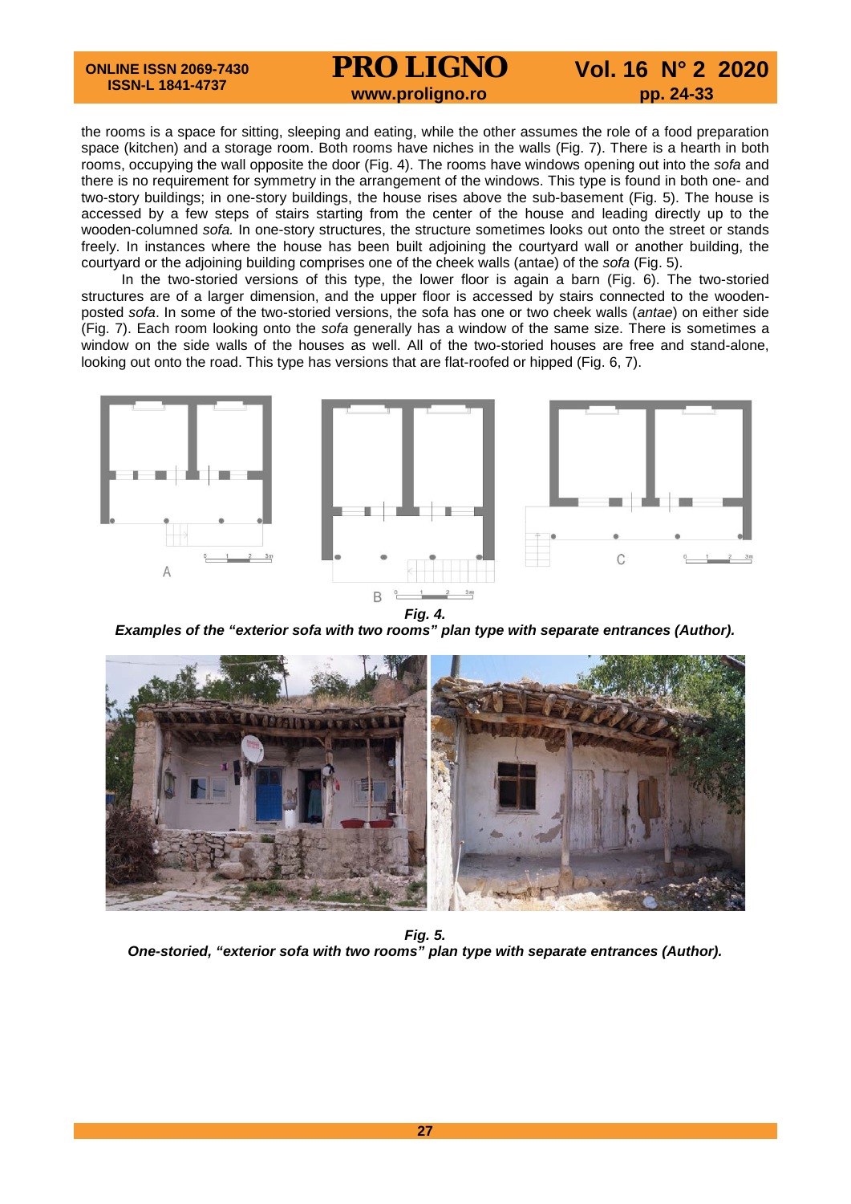the rooms is a space for sitting, sleeping and eating, while the other assumes the role of a food preparation space (kitchen) and a storage room. Both rooms have niches in the walls (Fig. 7). There is a hearth in both rooms, occupying the wall opposite the door (Fig. 4). The rooms have windows opening out into the *sofa* and there is no requirement for symmetry in the arrangement of the windows. This type is found in both one- and two-story buildings; in one-story buildings, the house rises above the sub-basement (Fig. 5). The house is accessed by a few steps of stairs starting from the center of the house and leading directly up to the wooden-columned *sofa.* In one-story structures, the structure sometimes looks out onto the street or stands freely. In instances where the house has been built adjoining the courtyard wall or another building, the courtyard or the adjoining building comprises one of the cheek walls (antae) of the *sofa* (Fig. 5).

In the two-storied versions of this type, the lower floor is again a barn (Fig. 6). The two-storied structures are of a larger dimension, and the upper floor is accessed by stairs connected to the wooden-posted *sofa*. In some of the two-storied versions, the sofa has one or two cheek walls (*antae*) on either side (Fig. 7). Each room looking onto the *sofa* generally has a window of the same size. There is sometimes a window on the side walls of the houses as well. All of the two-storied houses are free and stand-alone, looking out onto the road. This type has versions that are flat-roofed or hipped (Fig. 6, 7).

***Fig. 4.***
***Examples of the "exterior sofa with two rooms" plan type with separate entrances (Author).***

***Fig. 5.***
***One-storied, "exterior sofa with two rooms" plan type with separate entrances (Author).***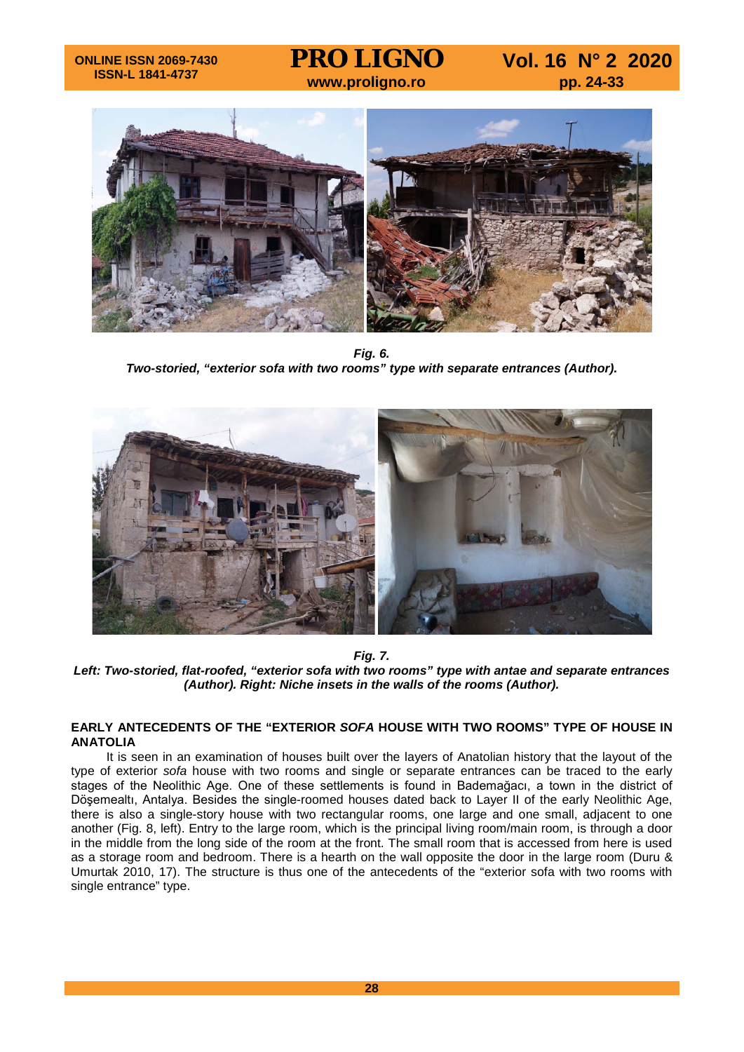*Fig. 6.*
***Two-storied, "exterior sofa with two rooms" type with separate entrances (Author).***

*Fig. 7.*
***Left: Two-storied, flat-roofed, "exterior sofa with two rooms" type with antae and separate entrances (Author). Right: Niche insets in the walls of the rooms (Author).***

**EARLY ANTECEDENTS OF THE "EXTERIOR *SOFA* HOUSE WITH TWO ROOMS" TYPE OF HOUSE IN ANATOLIA**

It is seen in an examination of houses built over the layers of Anatolian history that the layout of the type of exterior *sofa* house with two rooms and single or separate entrances can be traced to the early stages of the Neolithic Age. One of these settlements is found in Bademağacı, a town in the district of Döşemealtı, Antalya. Besides the single-roomed houses dated back to Layer II of the early Neolithic Age, there is also a single-story house with two rectangular rooms, one large and one small, adjacent to one another (Fig. 8, left). Entry to the large room, which is the principal living room/main room, is through a door in the middle from the long side of the room at the front. The small room that is accessed from here is used as a storage room and bedroom. There is a hearth on the wall opposite the door in the large room (Duru & Umurtak 2010, 17). The structure is thus one of the antecedents of the "exterior sofa with two rooms with single entrance" type.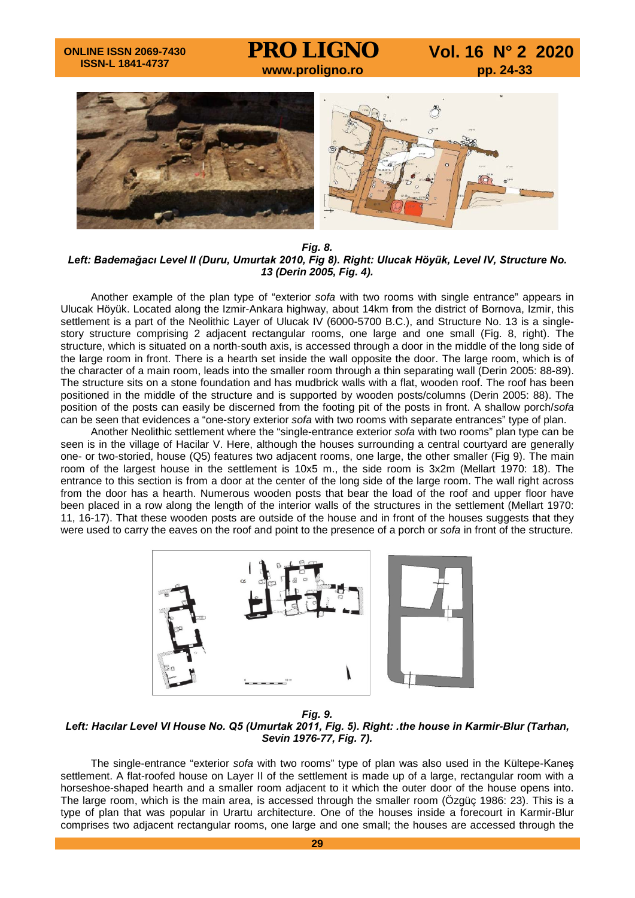***Fig. 8.***
***Left: Bademağacı Level II (Duru, Umurtak 2010, Fig 8). Right: Ulucak Höyük, Level IV, Structure No. 13 (Derin 2005, Fig. 4).***

Another example of the plan type of "exterior *sofa* with two rooms with single entrance" appears in Ulucak Höyük. Located along the Izmir-Ankara highway, about 14km from the district of Bornova, Izmir, this settlement is a part of the Neolithic Layer of Ulucak IV (6000-5700 B.C.), and Structure No. 13 is a single-story structure comprising 2 adjacent rectangular rooms, one large and one small (Fig. 8, right). The structure, which is situated on a north-south axis, is accessed through a door in the middle of the long side of the large room in front. There is a hearth set inside the wall opposite the door. The large room, which is of the character of a main room, leads into the smaller room through a thin separating wall (Derin 2005: 88-89). The structure sits on a stone foundation and has mudbrick walls with a flat, wooden roof. The roof has been positioned in the middle of the structure and is supported by wooden posts/columns (Derin 2005: 88). The position of the posts can easily be discerned from the footing pit of the posts in front. A shallow porch/*sofa* can be seen that evidences a "one-story exterior *sofa* with two rooms with separate entrances" type of plan.

Another Neolithic settlement where the "single-entrance exterior *sofa* with two rooms" plan type can be seen is in the village of Hacilar V. Here, although the houses surrounding a central courtyard are generally one- or two-storied, house (Q5) features two adjacent rooms, one large, the other smaller (Fig 9). The main room of the largest house in the settlement is 10x5 m., the side room is 3x2m (Mellart 1970: 18). The entrance to this section is from a door at the center of the long side of the large room. The wall right across from the door has a hearth. Numerous wooden posts that bear the load of the roof and upper floor have been placed in a row along the length of the interior walls of the structures in the settlement (Mellart 1970: 11, 16-17). That these wooden posts are outside of the house and in front of the houses suggests that they were used to carry the eaves on the roof and point to the presence of a porch or *sofa* in front of the structure.

***Fig. 9.***
***Left: Hacılar Level VI House No. Q5 (Umurtak 2011, Fig. 5). Right: .the house in Karmir-Blur (Tarhan, Sevin 1976-77, Fig. 7).***

The single-entrance "exterior *sofa* with two rooms" type of plan was also used in the Kültepe-Kaneş settlement. A flat-roofed house on Layer II of the settlement is made up of a large, rectangular room with a horseshoe-shaped hearth and a smaller room adjacent to it which the outer door of the house opens into. The large room, which is the main area, is accessed through the smaller room (Özgüç 1986: 23). This is a type of plan that was popular in Urartu architecture. One of the houses inside a forecourt in Karmir-Blur comprises two adjacent rectangular rooms, one large and one small; the houses are accessed through the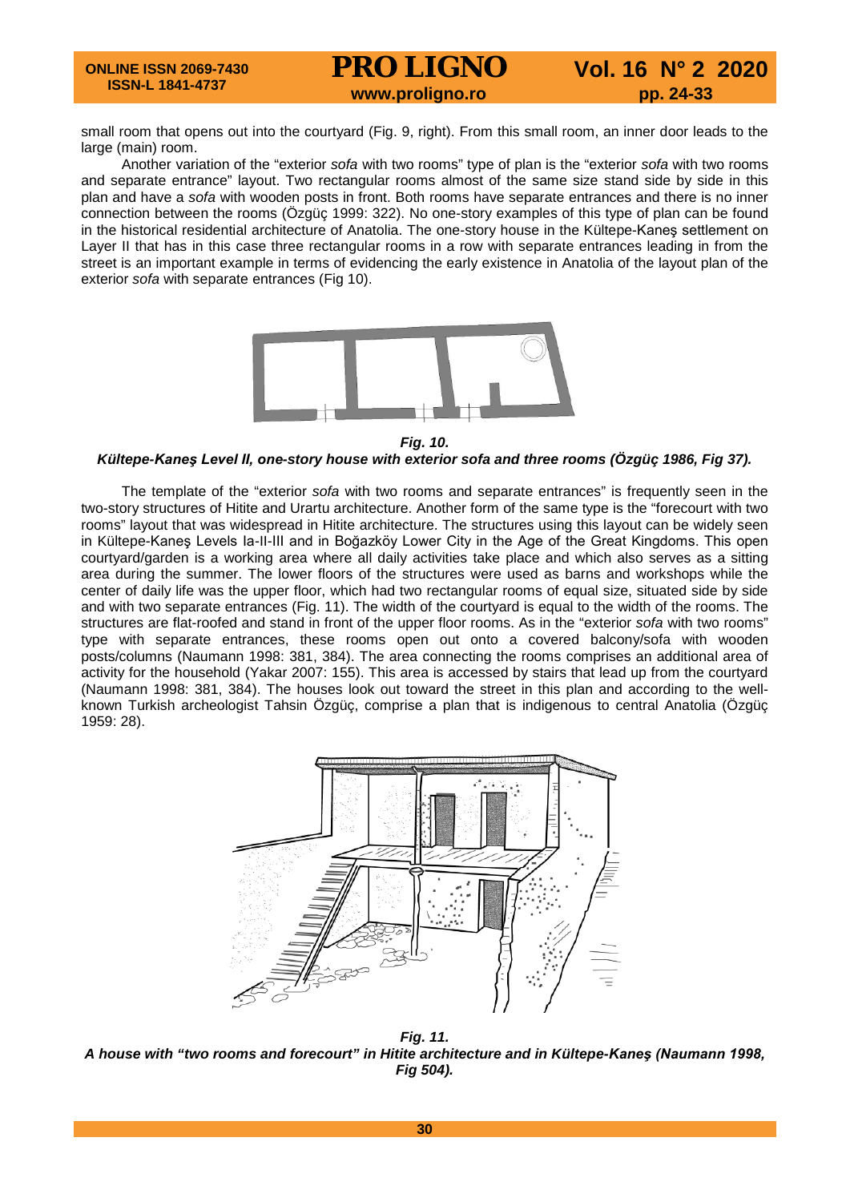small room that opens out into the courtyard (Fig. 9, right). From this small room, an inner door leads to the large (main) room.

Another variation of the "exterior *sofa* with two rooms" type of plan is the "exterior *sofa* with two rooms and separate entrance" layout. Two rectangular rooms almost of the same size stand side by side in this plan and have a *sofa* with wooden posts in front. Both rooms have separate entrances and there is no inner connection between the rooms (Özgüç 1999: 322). No one-story examples of this type of plan can be found in the historical residential architecture of Anatolia. The one-story house in the Kültepe-Kaneş settlement on Layer II that has in this case three rectangular rooms in a row with separate entrances leading in from the street is an important example in terms of evidencing the early existence in Anatolia of the layout plan of the exterior *sofa* with separate entrances (Fig 10).

***Fig. 10.***
***Kültepe-Kaneş Level II, one-story house with exterior sofa and three rooms (Özgüç 1986, Fig 37).***

The template of the "exterior *sofa* with two rooms and separate entrances" is frequently seen in the two-story structures of Hitite and Urartu architecture. Another form of the same type is the "forecourt with two rooms" layout that was widespread in Hitite architecture. The structures using this layout can be widely seen in Kültepe-Kaneş Levels Ia-II-III and in Boğazköy Lower City in the Age of the Great Kingdoms. This open courtyard/garden is a working area where all daily activities take place and which also serves as a sitting area during the summer. The lower floors of the structures were used as barns and workshops while the center of daily life was the upper floor, which had two rectangular rooms of equal size, situated side by side and with two separate entrances (Fig. 11). The width of the courtyard is equal to the width of the rooms. The structures are flat-roofed and stand in front of the upper floor rooms. As in the "exterior *sofa* with two rooms" type with separate entrances, these rooms open out onto a covered balcony/sofa with wooden posts/columns (Naumann 1998: 381, 384). The area connecting the rooms comprises an additional area of activity for the household (Yakar 2007: 155). This area is accessed by stairs that lead up from the courtyard (Naumann 1998: 381, 384). The houses look out toward the street in this plan and according to the well-known Turkish archeologist Tahsin Özgüç, comprise a plan that is indigenous to central Anatolia (Özgüç 1959: 28).

***Fig. 11.***
***A house with "two rooms and forecourt" in Hitite architecture and in Kültepe-Kaneş (Naumann 1998, Fig 504).***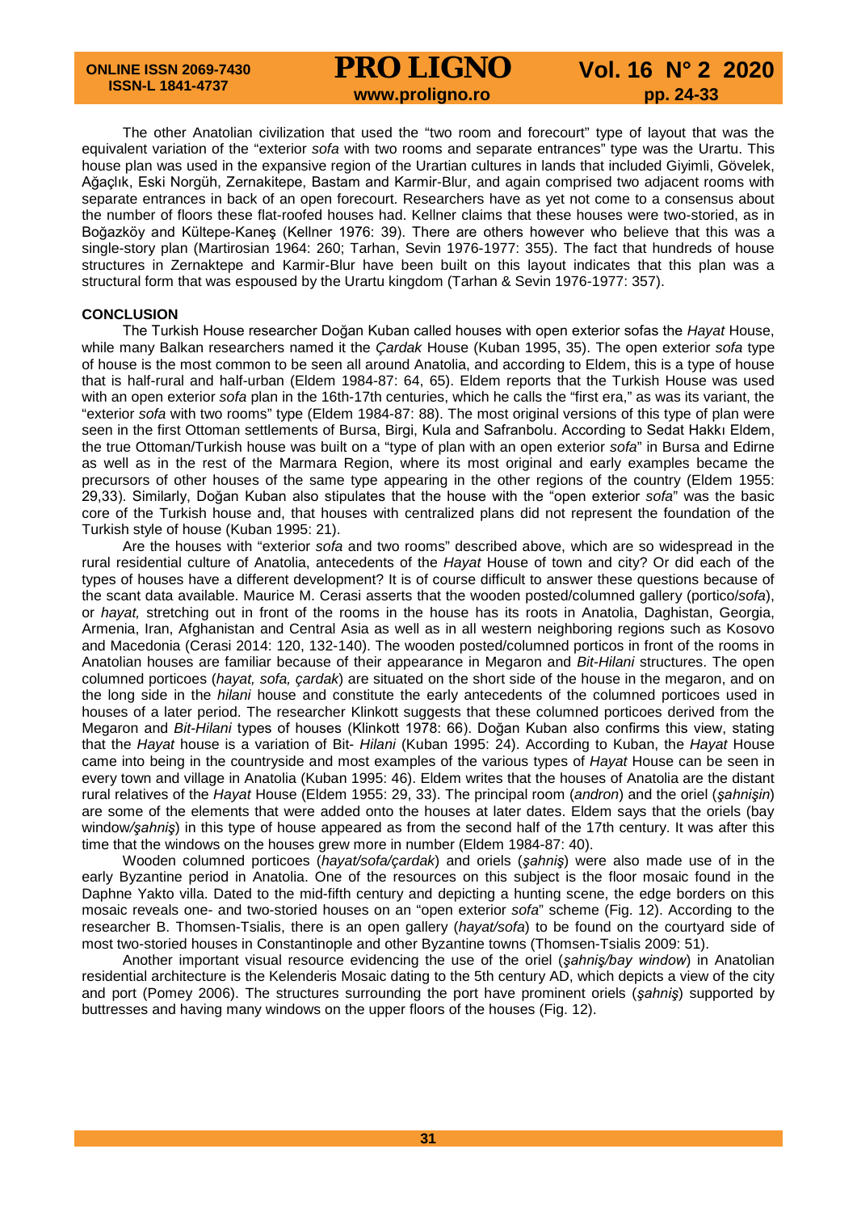The other Anatolian civilization that used the "two room and forecourt" type of layout that was the equivalent variation of the "exterior *sofa* with two rooms and separate entrances" type was the Urartu. This house plan was used in the expansive region of the Urartian cultures in lands that included Giyimli, Gövelek, Ağaçlık, Eski Norgüh, Zernakitepe, Bastam and Karmir-Blur, and again comprised two adjacent rooms with separate entrances in back of an open forecourt. Researchers have as yet not come to a consensus about the number of floors these flat-roofed houses had. Kellner claims that these houses were two-storied, as in Boğazköy and Kültepe-Kaneş (Kellner 1976: 39). There are others however who believe that this was a single-story plan (Martirosian 1964: 260; Tarhan, Sevin 1976-1977: 355). The fact that hundreds of house structures in Zernaktepe and Karmir-Blur have been built on this layout indicates that this plan was a structural form that was espoused by the Urartu kingdom (Tarhan & Sevin 1976-1977: 357).

## CONCLUSION

The Turkish House researcher Doğan Kuban called houses with open exterior sofas the *Hayat* House, while many Balkan researchers named it the *Çardak* House (Kuban 1995, 35). The open exterior *sofa* type of house is the most common to be seen all around Anatolia, and according to Eldem, this is a type of house that is half-rural and half-urban (Eldem 1984-87: 64, 65). Eldem reports that the Turkish House was used with an open exterior *sofa* plan in the 16th-17th centuries, which he calls the "first era," as was its variant, the "exterior *sofa* with two rooms" type (Eldem 1984-87: 88). The most original versions of this type of plan were seen in the first Ottoman settlements of Bursa, Birgi, Kula and Safranbolu. According to Sedat Hakkı Eldem, the true Ottoman/Turkish house was built on a "type of plan with an open exterior *sofa*" in Bursa and Edirne as well as in the rest of the Marmara Region, where its most original and early examples became the precursors of other houses of the same type appearing in the other regions of the country (Eldem 1955: 29,33). Similarly, Doğan Kuban also stipulates that the house with the "open exterior *sofa*" was the basic core of the Turkish house and, that houses with centralized plans did not represent the foundation of the Turkish style of house (Kuban 1995: 21).

Are the houses with "exterior *sofa* and two rooms" described above, which are so widespread in the rural residential culture of Anatolia, antecedents of the *Hayat* House of town and city? Or did each of the types of houses have a different development? It is of course difficult to answer these questions because of the scant data available. Maurice M. Cerasi asserts that the wooden posted/columned gallery (portico/*sofa*), or *hayat,* stretching out in front of the rooms in the house has its roots in Anatolia, Daghistan, Georgia, Armenia, Iran, Afghanistan and Central Asia as well as in all western neighboring regions such as Kosovo and Macedonia (Cerasi 2014: 120, 132-140). The wooden posted/columned porticos in front of the rooms in Anatolian houses are familiar because of their appearance in Megaron and *Bit-Hilani* structures. The open columned porticoes (*hayat, sofa, çardak*) are situated on the short side of the house in the megaron, and on the long side in the *hilani* house and constitute the early antecedents of the columned porticoes used in houses of a later period. The researcher Klinkott suggests that these columned porticoes derived from the Megaron and *Bit-Hilani* types of houses (Klinkott 1978: 66). Doğan Kuban also confirms this view, stating that the *Hayat* house is a variation of Bit- *Hilani* (Kuban 1995: 24). According to Kuban, the *Hayat* House came into being in the countryside and most examples of the various types of *Hayat* House can be seen in every town and village in Anatolia (Kuban 1995: 46). Eldem writes that the houses of Anatolia are the distant rural relatives of the *Hayat* House (Eldem 1955: 29, 33). The principal room (*andron*) and the oriel (*şahnişin*) are some of the elements that were added onto the houses at later dates. Eldem says that the oriels (bay window*/şahniş*) in this type of house appeared as from the second half of the 17th century. It was after this time that the windows on the houses grew more in number (Eldem 1984-87: 40).

Wooden columned porticoes (*hayat/sofa/çardak*) and oriels (*şahniş*) were also made use of in the early Byzantine period in Anatolia. One of the resources on this subject is the floor mosaic found in the Daphne Yakto villa. Dated to the mid-fifth century and depicting a hunting scene, the edge borders on this mosaic reveals one- and two-storied houses on an "open exterior *sofa*" scheme (Fig. 12). According to the researcher B. Thomsen-Tsialis, there is an open gallery (*hayat/sofa*) to be found on the courtyard side of most two-storied houses in Constantinople and other Byzantine towns (Thomsen-Tsialis 2009: 51).

Another important visual resource evidencing the use of the oriel (*şahniş/bay window*) in Anatolian residential architecture is the Kelenderis Mosaic dating to the 5th century AD, which depicts a view of the city and port (Pomey 2006). The structures surrounding the port have prominent oriels (*şahniş*) supported by buttresses and having many windows on the upper floors of the houses (Fig. 12).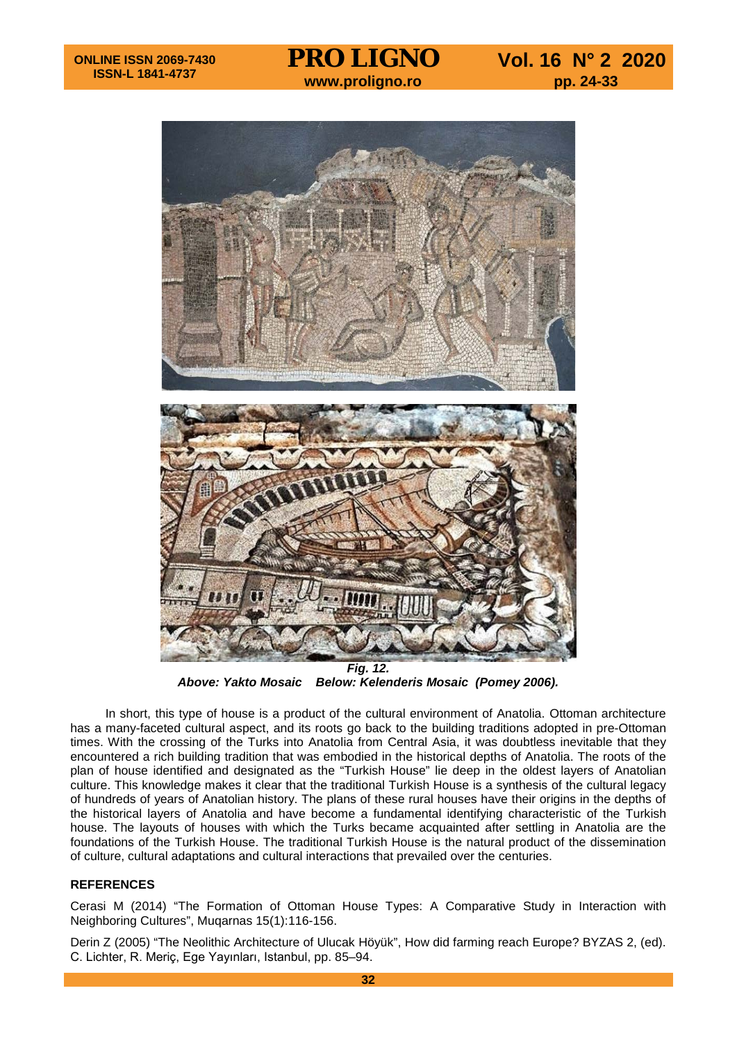*Fig. 12.*
***Above: Yakto Mosaic  Below: Kelenderis Mosaic (Pomey 2006).***

In short, this type of house is a product of the cultural environment of Anatolia. Ottoman architecture has a many-faceted cultural aspect, and its roots go back to the building traditions adopted in pre-Ottoman times. With the crossing of the Turks into Anatolia from Central Asia, it was doubtless inevitable that they encountered a rich building tradition that was embodied in the historical depths of Anatolia. The roots of the plan of house identified and designated as the "Turkish House" lie deep in the oldest layers of Anatolian culture. This knowledge makes it clear that the traditional Turkish House is a synthesis of the cultural legacy of hundreds of years of Anatolian history. The plans of these rural houses have their origins in the depths of the historical layers of Anatolia and have become a fundamental identifying characteristic of the Turkish house. The layouts of houses with which the Turks became acquainted after settling in Anatolia are the foundations of the Turkish House. The traditional Turkish House is the natural product of the dissemination of culture, cultural adaptations and cultural interactions that prevailed over the centuries.

**REFERENCES**

Cerasi M (2014) "The Formation of Ottoman House Types: A Comparative Study in Interaction with Neighboring Cultures", Muqarnas 15(1):116-156.

Derin Z (2005) "The Neolithic Architecture of Ulucak Höyük", How did farming reach Europe? BYZAS 2, (ed). C. Lichter, R. Meriç, Ege Yayınları, Istanbul, pp. 85–94.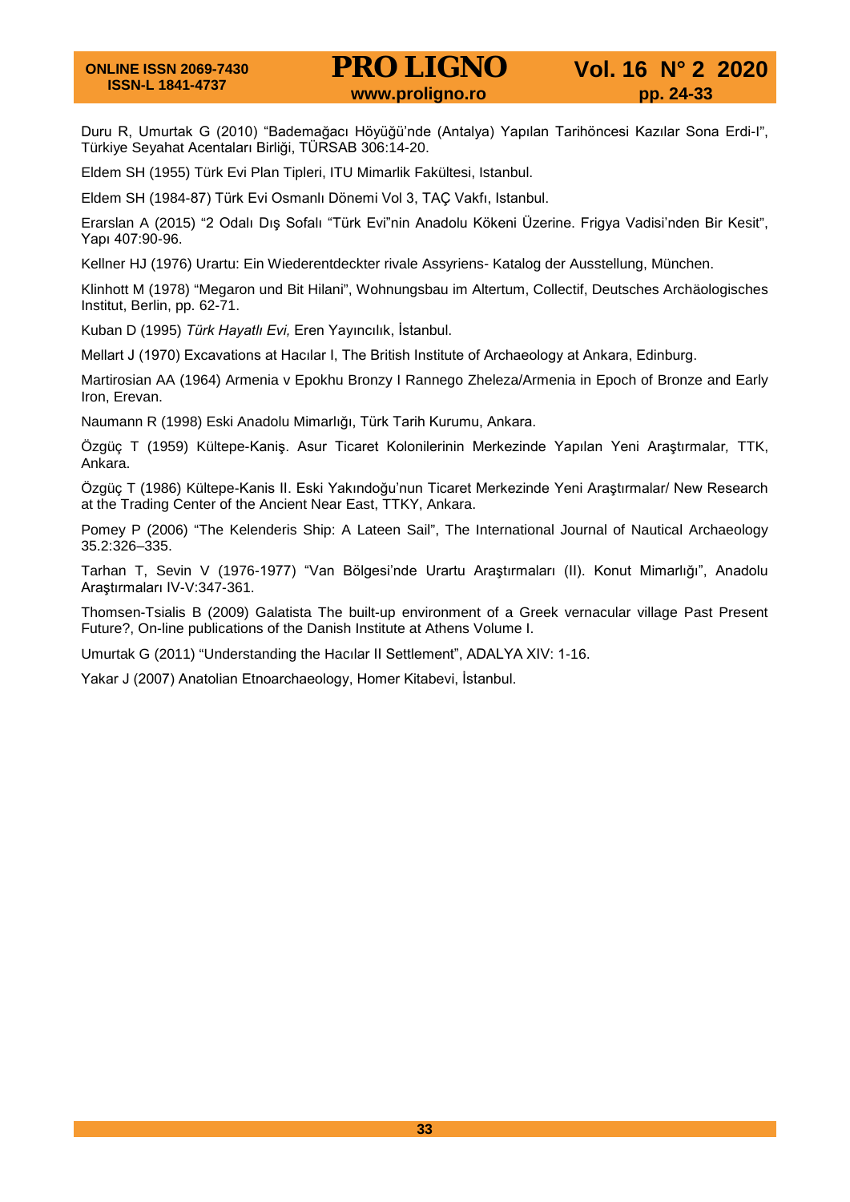Duru R, Umurtak G (2010) "Bademağacı Höyüğü'nde (Antalya) Yapılan Tarihöncesi Kazılar Sona Erdi-I", Türkiye Seyahat Acentaları Birliği, TÜRSAB 306:14-20.

Eldem SH (1955) Türk Evi Plan Tipleri, ITU Mimarlik Fakültesi, Istanbul.

Eldem SH (1984-87) Türk Evi Osmanlı Dönemi Vol 3, TAÇ Vakfı, Istanbul.

Erarslan A (2015) "2 Odalı Dış Sofalı "Türk Evi"nin Anadolu Kökeni Üzerine. Frigya Vadisi'nden Bir Kesit", Yapı 407:90-96.

Kellner HJ (1976) Urartu: Ein Wiederentdeckter rivale Assyriens- Katalog der Ausstellung, München.

Klinhott M (1978) "Megaron und Bit Hilani", Wohnungsbau im Altertum, Collectif, Deutsches Archäologisches Institut, Berlin, pp. 62-71.

Kuban D (1995) *Türk Hayatlı Evi,* Eren Yayıncılık, İstanbul.

Mellart J (1970) Excavations at Hacılar I, The British Institute of Archaeology at Ankara, Edinburg.

Martirosian AA (1964) Armenia v Epokhu Bronzy I Rannego Zheleza/Armenia in Epoch of Bronze and Early Iron, Erevan.

Naumann R (1998) Eski Anadolu Mimarlığı, Türk Tarih Kurumu, Ankara.

Özgüç T (1959) Kültepe-Kaniş. Asur Ticaret Kolonilerinin Merkezinde Yapılan Yeni Araştırmalar*,* TTK, Ankara.

Özgüç T (1986) Kültepe-Kanis II. Eski Yakındoğu'nun Ticaret Merkezinde Yeni Araştırmalar/ New Research at the Trading Center of the Ancient Near East, TTKY, Ankara.

Pomey P (2006) "The Kelenderis Ship: A Lateen Sail", The International Journal of Nautical Archaeology 35.2:326–335.

Tarhan T, Sevin V (1976-1977) "Van Bölgesi'nde Urartu Araştırmaları (II). Konut Mimarlığı", Anadolu Araştırmaları IV-V:347-361.

Thomsen-Tsialis B (2009) Galatista The built-up environment of a Greek vernacular village Past Present Future?, On-line publications of the Danish Institute at Athens Volume I.

Umurtak G (2011) "Understanding the Hacılar II Settlement", ADALYA XIV: 1-16.

Yakar J (2007) Anatolian Etnoarchaeology, Homer Kitabevi, İstanbul.